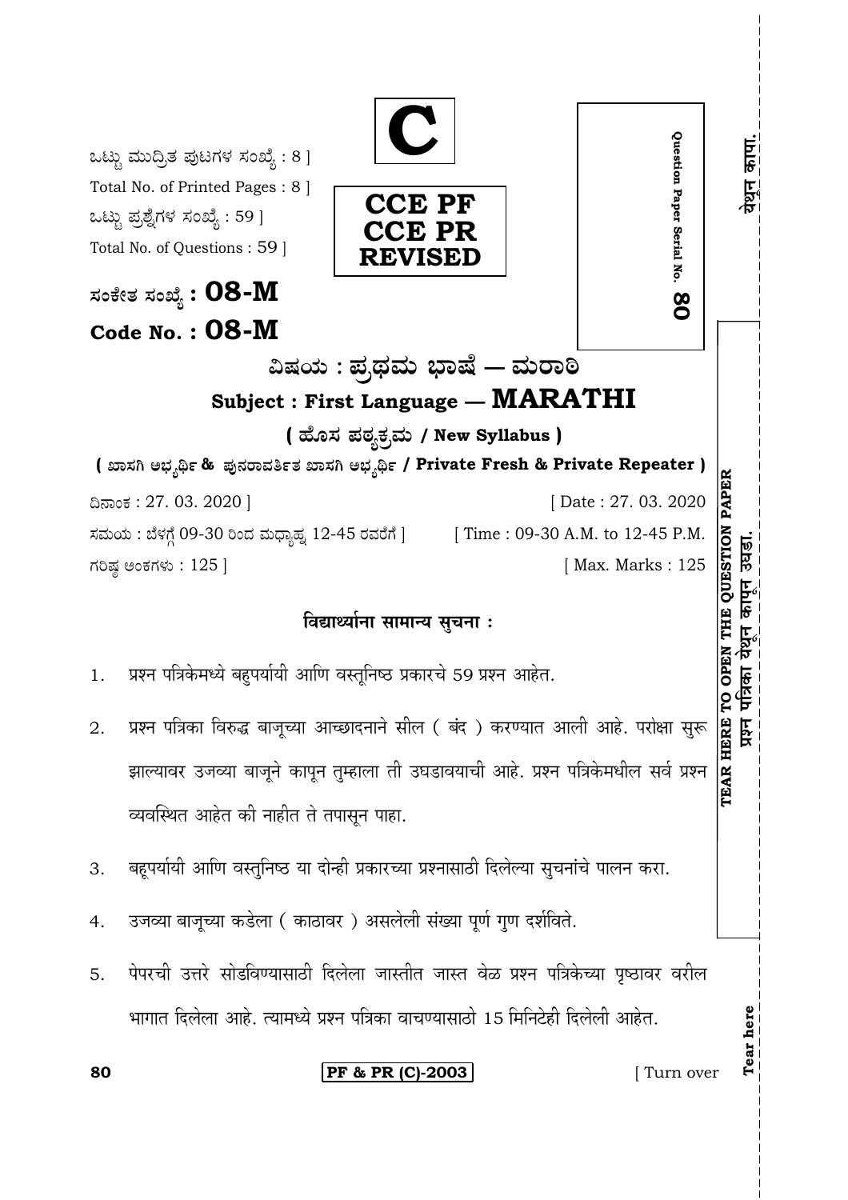ಒಟ್ಟು ಮುದ್ರಿತ ಪುಟಗಳ ಸಂಖ್ಯೆ : 8 ]
Total No. of Printed Pages : 8 ]
ಒಟ್ಟು ಪ್ರಶ್ನೆಗಳ ಸಂಖ್ಯೆ : 59 ]
Total No. of Questions : 59 ]

**C**

**CCE PF**
**CCE PR**
**REVISED**

Question Paper Serial No. **80**

ಸಂಕೇತ ಸಂಖ್ಯೆ : **08-M**

**Code No. : 08-M**

## ವಿಷಯ : ಪ್ರಥಮ ಭಾಷೆ — ಮರಾಠಿ

## Subject : First Language — MARATHI

**( ಹೊಸ ಪಠ್ಯಕ್ರಮ / New Syllabus )**

**( ಖಾಸಗಿ ಅಭ್ಯರ್ಥಿ & ಪುನರಾವರ್ತಿತ ಖಾಸಗಿ ಅಭ್ಯರ್ಥಿ / Private Fresh & Private Repeater )**

ದಿನಾಂಕ : 27. 03. 2020 ] [ Date : 27. 03. 2020

ಸಮಯ : ಬೆಳಗ್ಗೆ 09-30 ರಿಂದ ಮಧ್ಯಾಹ್ನ 12-45 ರವರೆಗೆ ] [ Time : 09-30 A.M. to 12-45 P.M.

ಗರಿಷ್ಠ ಅಂಕಗಳು : 125 ] [ Max. Marks : 125

TEAR HERE TO OPEN THE QUESTION PAPER
प्रश्न पत्रिका येथून कापून उघडा.

येथून कापा.

### विद्यार्थ्यांना सामान्य सुचना :

1. प्रश्न पत्रिकेमध्ये बहुपर्यायी आणि वस्तूनिष्ठ प्रकारचे 59 प्रश्न आहेत.

2. प्रश्न पत्रिका विरुद्ध बाजूच्या आच्छादनाने सील ( बंद ) करण्यात आली आहे. परीक्षा सुरू झाल्यावर उजव्या बाजूने कापून तुम्हाला ती उघडावयाची आहे. प्रश्न पत्रिकेमधील सर्व प्रश्न व्यवस्थित आहेत की नाहीत ते तपासून पाहा.

3. बहूपर्यायी आणि वस्तुनिष्ठ या दोन्ही प्रकारच्या प्रश्नासाठी दिलेल्या सुचनांचे पालन करा.

4. उजव्या बाजूच्या कडेला ( काठावर ) असलेली संख्या पूर्ण गुण दर्शविते.

5. पेपरची उत्तरे सोडविण्यासाठी दिलेला जास्तीत जास्त वेळ प्रश्न पत्रिकेच्या पृष्ठावर वरील भागात दिलेला आहे. त्यामध्ये प्रश्न पत्रिका वाचण्यासाठी 15 मिनिटेही दिलेली आहेत.

Tear here

**PF & PR (C)-2003**

[ Turn over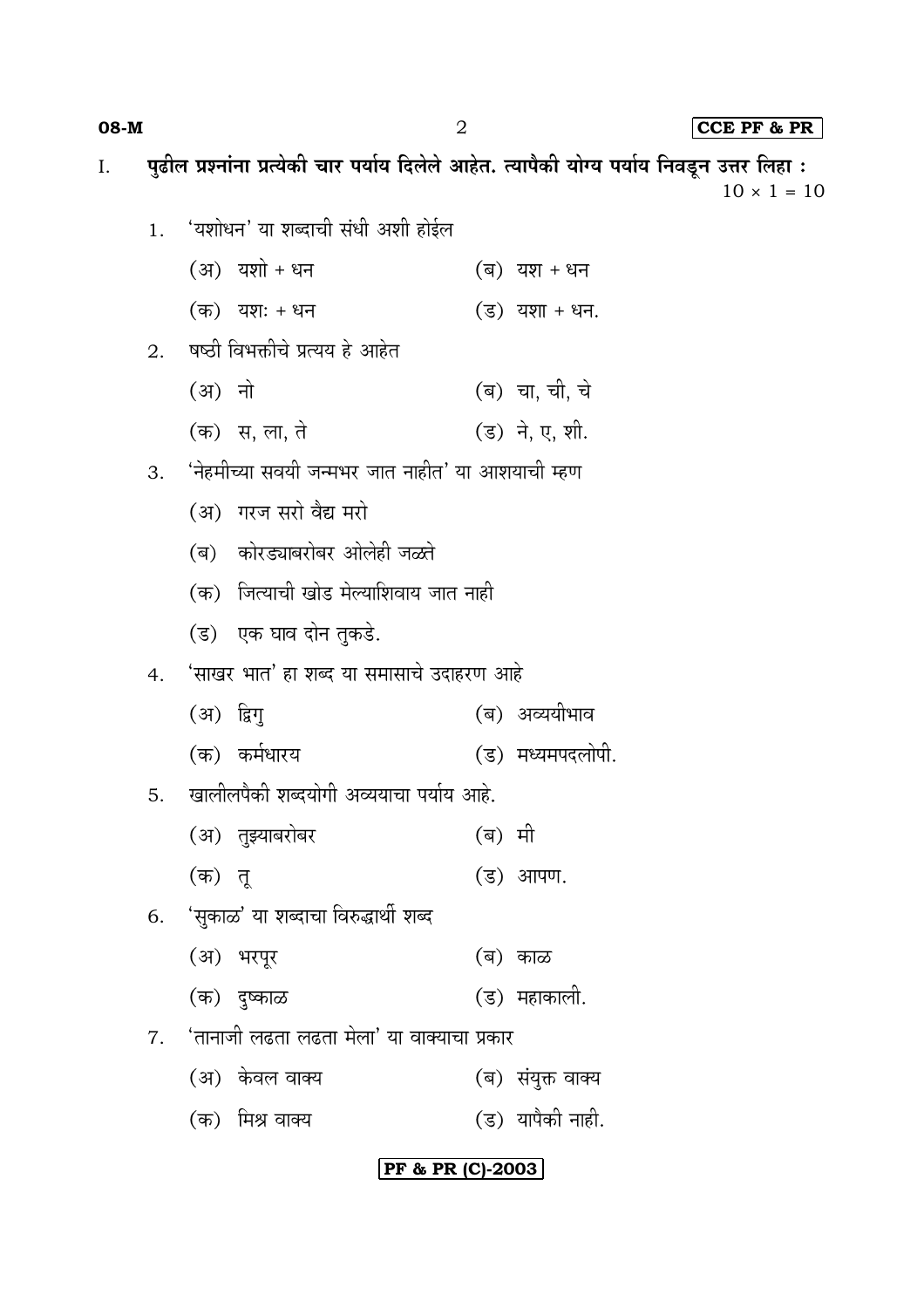I. **पुढील प्रश्नांना प्रत्येकी चार पर्याय दिलेले आहेत. त्यापैकी योग्य पर्याय निवडून उत्तर लिहा :** $10 \times 1 = 10$

1. 'यशोधन' या शब्दाची संधी अशी होईल

   (अ) यशो + धन  (ब) यश + धन

   (क) यशः + धन  (ड) यशा + धन.

2. षष्ठी विभक्तीचे प्रत्यय हे आहेत

   (अ) नो  (ब) चा, ची, चे

   (क) स, ला, ते  (ड) ने, ए, शी.

3. 'नेहमीच्या सवयी जन्मभर जात नाहीत' या आशयाची म्हण

   (अ) गरज सरो वैद्य मरो

   (ब) कोरड्याबरोबर ओलेही जळते

   (क) जित्याची खोड मेल्याशिवाय जात नाही

   (ड) एक घाव दोन तुकडे.

4. 'साखर भात' हा शब्द या समासाचे उदाहरण आहे

   (अ) द्विगु  (ब) अव्ययीभाव

   (क) कर्मधारय  (ड) मध्यमपदलोपी.

5. खालीलपैकी शब्दयोगी अव्ययाचा पर्याय आहे.

   (अ) तुझ्याबरोबर  (ब) मी

   (क) तू  (ड) आपण.

6. 'सुकाळ' या शब्दाचा विरुद्धार्थी शब्द

   (अ) भरपूर  (ब) काळ

   (क) दुष्काळ  (ड) महाकाली.

7. 'तानाजी लढता लढता मेला' या वाक्याचा प्रकार

   (अ) केवल वाक्य  (ब) संयुक्त वाक्य

   (क) मिश्र वाक्य  (ड) यापैकी नाही.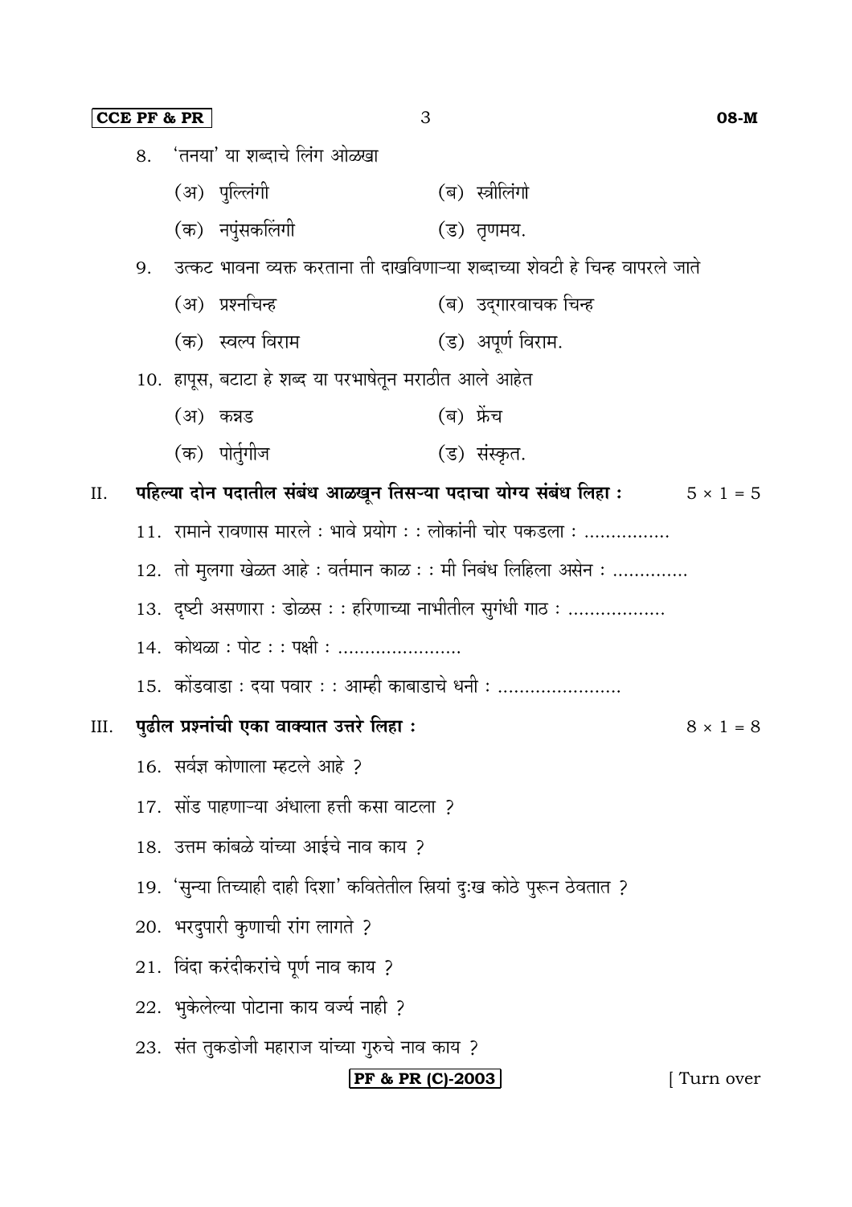8. 'तनया' या शब्दाचे लिंग ओळखा

   (अ) पुल्लिंगी (ब) स्त्रीलिंगो

   (क) नपुंसकलिंगी (ड) तृणमय.

9. उत्कट भावना व्यक्त करताना ती दाखविणाऱ्या शब्दाच्या शेवटी हे चिन्ह वापरले जाते

   (अ) प्रश्नचिन्ह (ब) उद्‌गारवाचक चिन्ह

   (क) स्वल्प विराम (ड) अपूर्ण विराम.

10. हापूस, बटाटा हे शब्द या परभाषेतून मराठीत आले आहेत

    (अ) कन्नड (ब) फ्रेंच

    (क) पोर्तुगीज (ड) संस्कृत.

**II. पहिल्या दोन पदातील संबंध आळखून तिसऱ्या पदाचा योग्य संबंध लिहा :** $5 \times 1 = 5$

11. रामाने रावणास मारले : भावे प्रयोग : : लोकांनी चोर पकडला : ................

12. तो मुलगा खेळत आहे : वर्तमान काळ : : मी निबंध लिहिला असेन : ..............

13. दृष्टी असणारा : डोळस : : हरिणाच्या नाभीतील सुगंधी गाठ : ..................

14. कोथळा : पोट : : पक्षी : .......................

15. कोंडवाडा : दया पवार : : आम्ही काबाडाचे धनी : .......................

**III. पुढील प्रश्नांची एका वाक्यात उत्तरे लिहा :** $8 \times 1 = 8$

16. सर्वज्ञ कोणाला म्हटले आहे ?

17. सोंड पाहणाऱ्या अंधाला हत्ती कसा वाटला ?

18. उत्तम कांबळे यांच्या आईचे नाव काय ?

19. 'सुन्या तिच्याही दाही दिशा' कवितेतील स्त्रियां दुःख कोठे पुरून ठेवतात ?

20. भरदुपारी कुणाची रांग लागते ?

21. विंदा करंदीकरांचे पूर्ण नाव काय ?

22. भुकेलेल्या पोटाना काय वर्ज्य नाही ?

23. संत तुकडोजी महाराज यांच्या गुरुचे नाव काय ?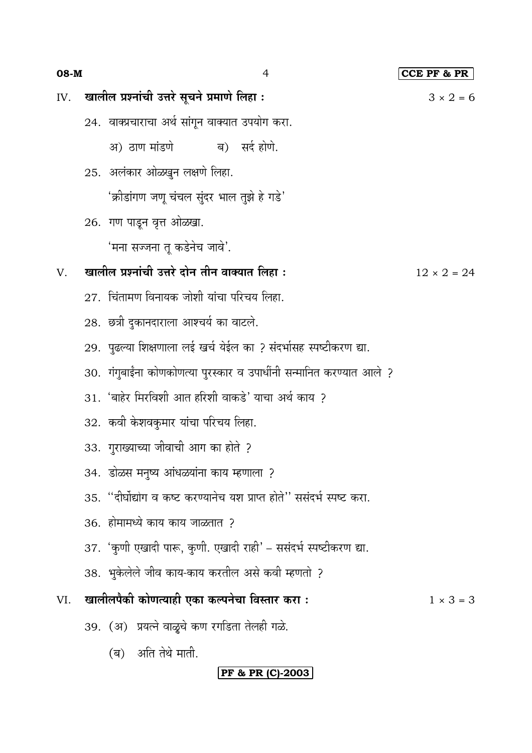IV. **खालील प्रश्नांची उत्तरे सूचने प्रमाणे लिहा :** $3 \times 2 = 6$

24. वाक्प्रचाराचा अर्थ सांगून वाक्यात उपयोग करा.

    अ) ठाण मांडणे     ब) सर्द होणे.

25. अलंकार ओळखुन लक्षणे लिहा.

    'क्रीडांगण जणू चंचल सुंदर भाल तुझे हे गडे'

26. गण पाडून वृत्त ओळखा.

    'मना सज्जना तू कडेनेच जावे'.

V. **खालील प्रश्नांची उत्तरे दोन तीन वाक्यात लिहा :** $12 \times 2 = 24$

27. चिंतामण विनायक जोशी यांचा परिचय लिहा.

28. छत्री दुकानदाराला आश्चर्य का वाटले.

29. पुढल्या शिक्षणाला लई खर्च येईल का ? संदर्भासह स्पष्टीकरण द्या.

30. गंगुबाईंना कोणकोणत्या पुरस्कार व उपाधींनी सन्मानित करण्यात आले ?

31. 'बाहेर मिरविशी आत हरिशी वाकडे' याचा अर्थ काय ?

32. कवी केशवकुमार यांचा परिचय लिहा.

33. गुराख्याच्या जीवाची आग का होते ?

34. डोळस मनुष्य आंधळयांना काय म्हणाला ?

35. "दीर्घोद्योग व कष्ट करण्यानेच यश प्राप्त होते" ससंदर्भ स्पष्ट करा.

36. होमामध्ये काय काय जाळतात ?

37. 'कुणी एखादी पारू, कुणी. एखादी राही' – ससंदर्भ स्पष्टीकरण द्या.

38. भुकेलेले जीव काय-काय करतील असे कवी म्हणतो ?

VI. **खालीलपैकी कोणत्याही एका कल्पनेचा विस्तार करा :** $1 \times 3 = 3$

39. (अ) प्रयत्ने वाळूचे कण रगडिता तेलही गळे.

    (ब) अति तेथे माती.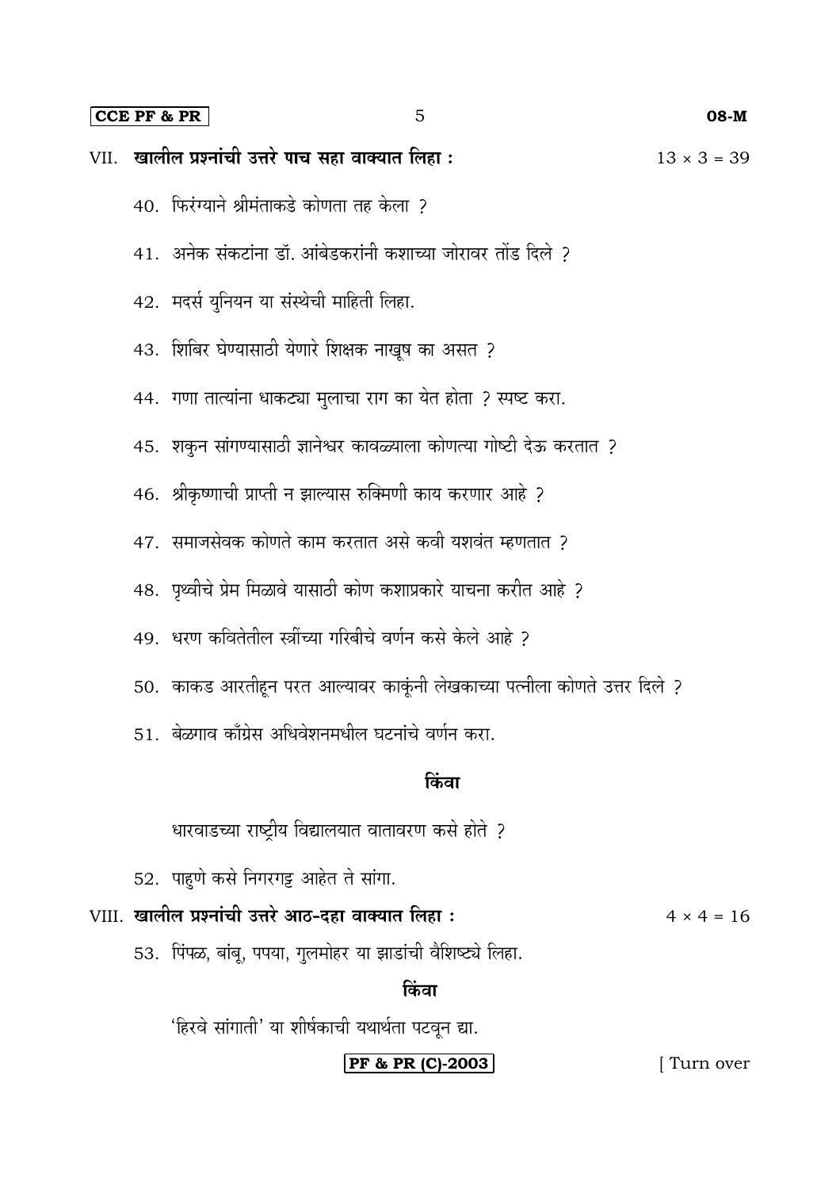VII. **खालील प्रश्नांची उत्तरे पाच सहा वाक्यात लिहा :** 13 × 3 = 39

40. फिरंग्याने श्रीमंताकडे कोणता तह केला ?

41. अनेक संकटांना डॉ. आंबेडकरांनी कशाच्या जोरावर तोंड दिले ?

42. मदर्स युनियन या संस्थेची माहिती लिहा.

43. शिबिर घेण्यासाठी येणारे शिक्षक नाखूष का असत ?

44. गणा तात्यांना धाकट्या मुलाचा राग का येत होता ? स्पष्ट करा.

45. शकुन सांगण्यासाठी ज्ञानेश्वर कावळ्याला कोणत्या गोष्टी देऊ करतात ?

46. श्रीकृष्णाची प्राप्ती न झाल्यास रुक्मिणी काय करणार आहे ?

47. समाजसेवक कोणते काम करतात असे कवी यशवंत म्हणतात ?

48. पृथ्वीचे प्रेम मिळावे यासाठी कोण कशाप्रकारे याचना करीत आहे ?

49. धरण कवितेतील स्त्रींच्या गरिबीचे वर्णन कसे केले आहे ?

50. काकड आरतीहून परत आल्यावर काकूंनी लेखकाच्या पत्नीला कोणते उत्तर दिले ?

51. बेळगाव काँग्रेस अधिवेशनमधील घटनांचे वर्णन करा.

**किंवा**

धारवाडच्या राष्ट्रीय विद्यालयात वातावरण कसे होते ?

52. पाहुणे कसे निगरगट्ट आहेत ते सांगा.

VIII. **खालील प्रश्नांची उत्तरे आठ-दहा वाक्यात लिहा :** 4 × 4 = 16

53. पिंपळ, बांबू, पपया, गुलमोहर या झाडांची वैशिष्ट्ये लिहा.

**किंवा**

'हिरवे सांगाती' या शीर्षकाची यथार्थता पटवून द्या.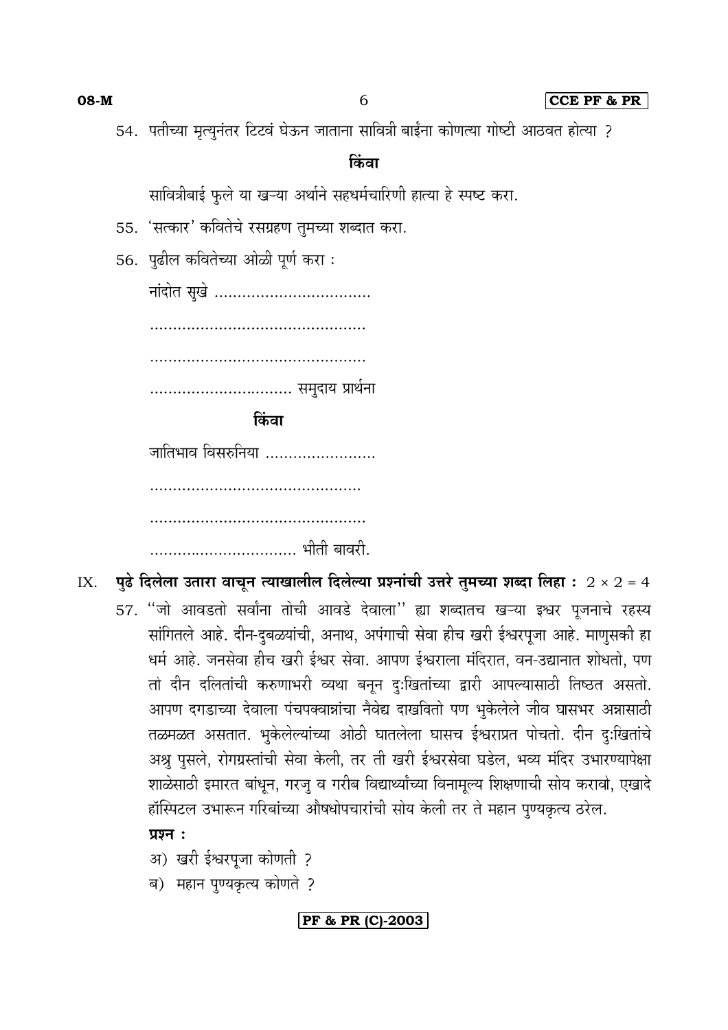54. पतीच्या मृत्युनंतर टिटवं घेऊन जाताना सावित्री बाईंना कोणत्या गोष्टी आठवत होत्या ?

**किंवा**

सावित्रीबाई फुले या खऱ्या अर्थाने सहधर्मचारिणी हात्या हे स्पष्ट करा.

55. 'सत्कार' कवितेचे रसग्रहण तुमच्या शब्दात करा.

56. पुढील कवितेच्या ओळी पूर्ण करा :

नांदोत सुखे .................................

...............................................

...............................................

............................... समुदाय प्रार्थना

**किंवा**

जातिभाव विसरुनिया ........................

..............................................

...............................................

................................ भीती बावरी.

## IX. पुढे दिलेला उतारा वाचून त्याखालील दिलेल्या प्रश्नांची उत्तरे तुमच्या शब्दा लिहा : $2 \times 2 = 4$

57. "जो आवडतो सर्वांना तोची आवडे देवाला" ह्या शब्दातच खऱ्या इश्वर पूजनाचे रहस्य सांगितले आहे. दीन-दुबळ्यांची, अनाथ, अपंगाची सेवा हीच खरी ईश्वरपूजा आहे. माणुसकी हा धर्म आहे. जनसेवा हीच खरी ईश्वर सेवा. आपण ईश्वराला मंदिरात, वन-उद्यानात शोधतो, पण तो दीन दलितांची करुणाभरी व्यथा बनून दुःखितांच्या द्वारी आपल्यासाठी तिष्ठत असतो. आपण दगडाच्या देवाला पंचपक्वान्नांचा नैवेद्य दाखवितो पण भुकेलेले जीव घासभर अन्नासाठी तळमळत असतात. भुकेलेल्यांच्या ओठी घातलेला घासच ईश्वराप्रत पोचतो. दीन दुःखितांचे अश्रु पुसले, रोगग्रस्तांची सेवा केली, तर ती खरी ईश्वरसेवा घडेल, भव्य मंदिर उभारण्यापेक्षा शाळेसाठी इमारत बांधून, गरजु व गरीब विद्यार्थ्यांच्या विनामूल्य शिक्षणाची सोय करावो, एखादे हॉस्पिटल उभारून गरिबांच्या औषधोपचारांची सोय केली तर ते महान पुण्यकृत्य ठरेल.

**प्रश्न :**

अ) खरी ईश्वरपूजा कोणती ?

ब) महान पुण्यकृत्य कोणते ?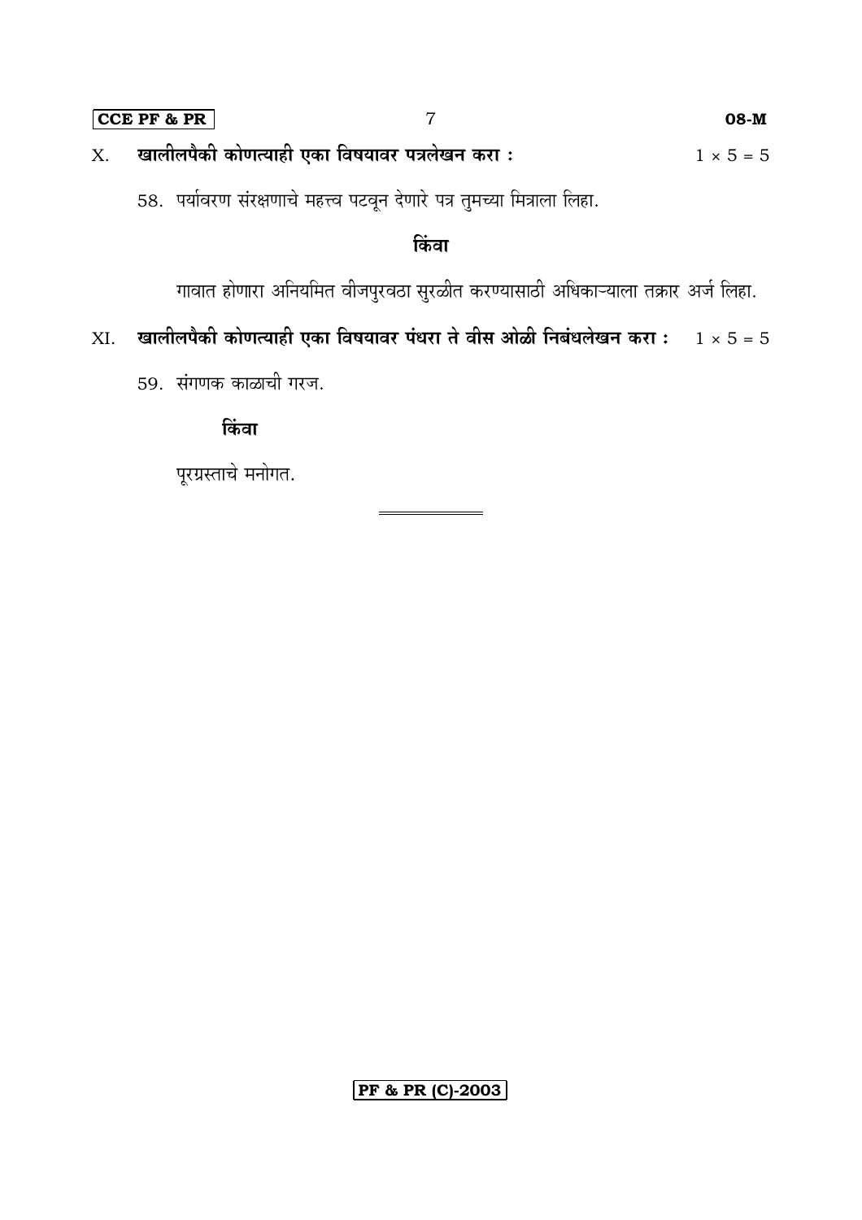X. **खालीलपैकी कोणत्याही एका विषयावर पत्रलेखन करा :** $1 \times 5 = 5$

58. पर्यावरण संरक्षणाचे महत्त्व पटवून देणारे पत्र तुमच्या मित्राला लिहा.

**किंवा**

गावात होणारा अनियमित वीजपुरवठा सुरळीत करण्यासाठी अधिकाऱ्याला तक्रार अर्ज लिहा.

XI. **खालीलपैकी कोणत्याही एका विषयावर पंधरा ते वीस ओळी निबंधलेखन करा :** $1 \times 5 = 5$

59. संगणक काळाची गरज.

**किंवा**

पूरग्रस्ताचे मनोगत.